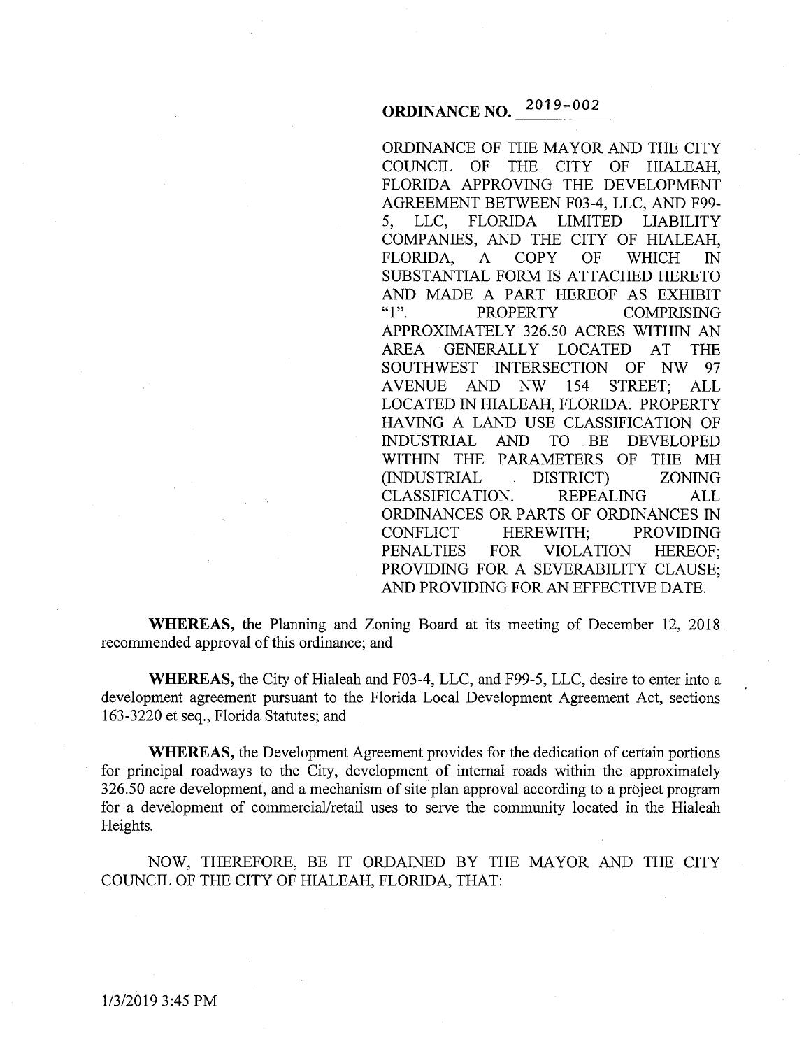# ORDINANCE NO. 2019-002

ORDINANCE OF THE MAYOR AND THE CITY COUNCIL OF THE CITY OF HIALEAH, FLORIDA APPROVING THE DEVELOPMENT AGREEMENT BETWEEN F03-4, LLC, AND F99-5, LLC, FLORIDA LIMITED LIABILITY COMPANIES, AND THE CITY OF HIALEAH, FLORIDA, A COPY OF WHICH IN SUBSTANTIAL FORM IS ATTACHED HERETO AND MADE A PART HEREOF AS EXHIBIT "1". PROPERTY COMPRISING APPROXIMATELY 326.50 ACRES WITHIN AN AREA GENERALLY LOCATED AT THE SOUTHWEST INTERSECTION OF NW 97 AVENUE AND NW 154 STREET; ALL LOCATED IN HIALEAH, FLORIDA. PROPERTY HAVING A LAND USE CLASSIFICATION OF INDUSTRIAL AND TO BE DEVELOPED WITHIN THE PARAMETERS OF THE MH (INDUSTRIAL DISTRICT) ZONING CLASSIFICATION. REPEALING ALL ORDINANCES OR PARTS OF ORDINANCES IN CONFLICT HEREWITH; PROVIDING PENALTIES FOR VIOLATION HEREOF; PROVIDING FOR A SEVERABILITY CLAUSE; AND PROVIDING FOR AN EFFECTIVE DATE.

**WHEREAS,** the Planning and Zoning Board at its meeting of December 12, 2018 recommended approval of this ordinance; and

**WHEREAS,** the City of Hialeah and F03-4, LLC, and F99-5, LLC, desire to enter into a development agreement pursuant to the Florida Local Development Agreement Act, sections 163-3220 et seq., Florida Statutes; and

**WHEREAS,** the Development Agreement provides for the dedication of certain portions for principal roadways to the City, development of internal roads within the approximately 326.50 acre development, and a mechanism of site plan approval according to a project program for a development of commercial/retail uses to serve the community located in the Hialeah Heights.

NOW, THEREFORE, BE IT ORDAINED BY THE MAYOR AND THE CITY COUNCIL OF THE CITY OF HIALEAH, FLORIDA, THAT:

1/3/2019 3:45 PM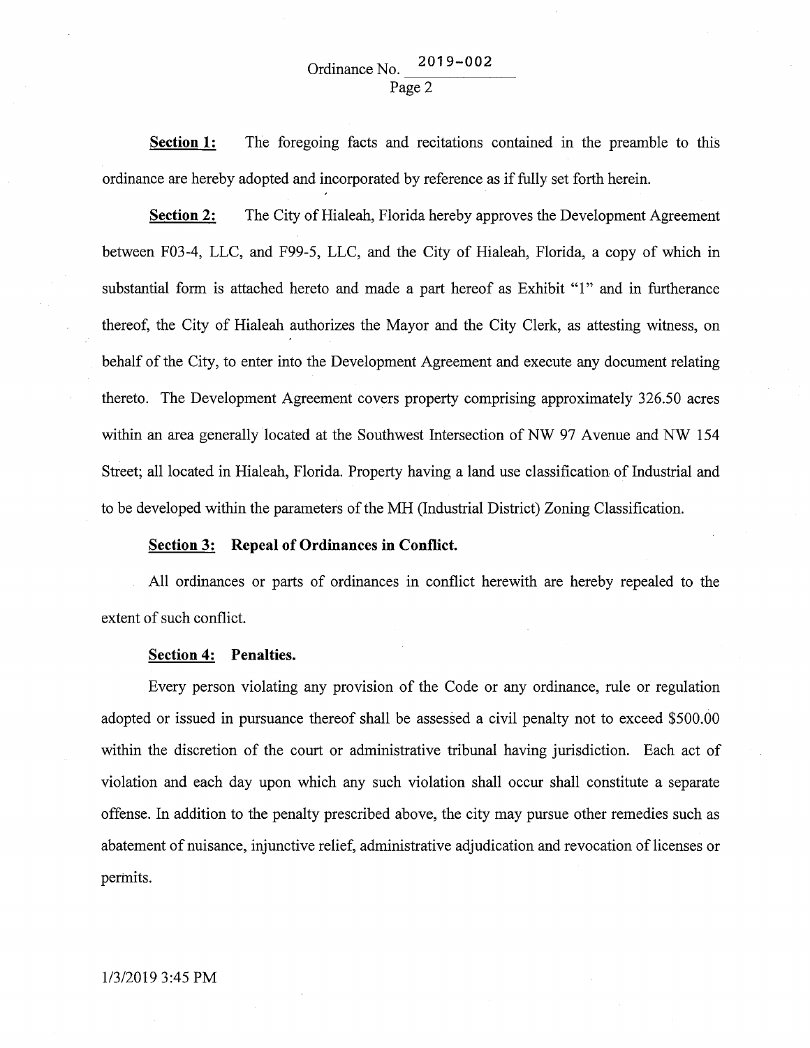**Section 1:** The foregoing facts and recitations contained in the preamble to this ordinance are hereby adopted and incorporated by reference as if fully set forth herein.

**Section 2:** The City of Hialeah, Florida hereby approves the Development Agreement between F03-4, LLC, and F99-5, LLC, and the City of Hialeah, Florida, a copy of which in substantial form is attached hereto and made a part hereof as Exhibit "1" and in furtherance thereof, the City of Hialeah authorizes the Mayor and the City Clerk, as attesting witness, on behalf of the City, to enter into the Development Agreement and execute any document relating thereto. The Development Agreement covers property comprising approximately 326.50 acres within an area generally located at the Southwest Intersection of NW 97 Avenue and NW 154 Street; all located in Hialeah, Florida. Property having a land use classification of Industrial and to be developed within the parameters of the MH (Industrial District) Zoning Classification.

**Section 3: Repeal of Ordinances in Conflict.**

All ordinances or parts of ordinances in conflict herewith are hereby repealed to the extent of such conflict.

**Section 4: Penalties.**

Every person violating any provision of the Code or any ordinance, rule or regulation adopted or issued in pursuance thereof shall be assessed a civil penalty not to exceed $500.00 within the discretion of the court or administrative tribunal having jurisdiction. Each act of violation and each day upon which any such violation shall occur shall constitute a separate offense. In addition to the penalty prescribed above, the city may pursue other remedies such as abatement of nuisance, injunctive relief, administrative adjudication and revocation of licenses or permits.

1/3/2019 3:45 PM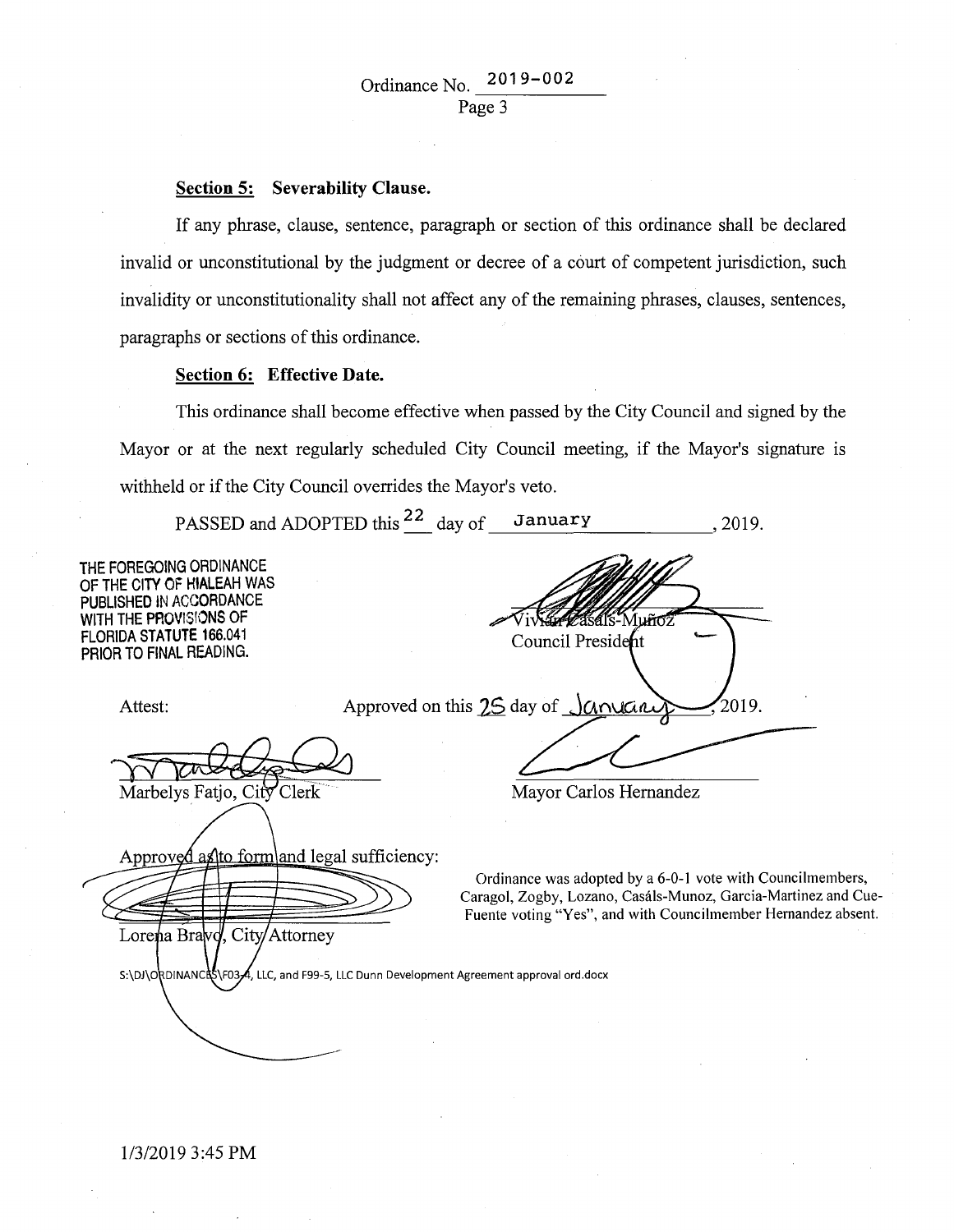**Section 5: Severability Clause.**

If any phrase, clause, sentence, paragraph or section of this ordinance shall be declared invalid or unconstitutional by the judgment or decree of a court of competent jurisdiction, such invalidity or unconstitutionality shall not affect any of the remaining phrases, clauses, sentences, paragraphs or sections of this ordinance.

**Section 6: Effective Date.**

This ordinance shall become effective when passed by the City Council and signed by the Mayor or at the next regularly scheduled City Council meeting, if the Mayor's signature is withheld or if the City Council overrides the Mayor's veto.

PASSED and ADOPTED this 22 day of January, 2019.

THE FOREGOING ORDINANCE OF THE CITY OF HIALEAH WAS PUBLISHED IN ACCORDANCE WITH THE PROVISIONS OF FLORIDA STATUTE 166.041 PRIOR TO FINAL READING.

Vivian Casals-Muñoz
Council President

Attest:

Approved on this 25 day of January, 2019.

Marbelys Fatjo, City Clerk

Mayor Carlos Hernandez

Approved as to form and legal sufficiency:

Lorena Bravo, City Attorney

Ordinance was adopted by a 6-0-1 vote with Councilmembers, Caragol, Zogby, Lozano, Casáls-Munoz, Garcia-Martinez and Cue-Fuente voting "Yes", and with Councilmember Hernandez absent.

S:\DJ\ORDINANCES\F03-4, LLC, and F99-5, LLC Dunn Development Agreement approval ord.docx

1/3/2019 3:45 PM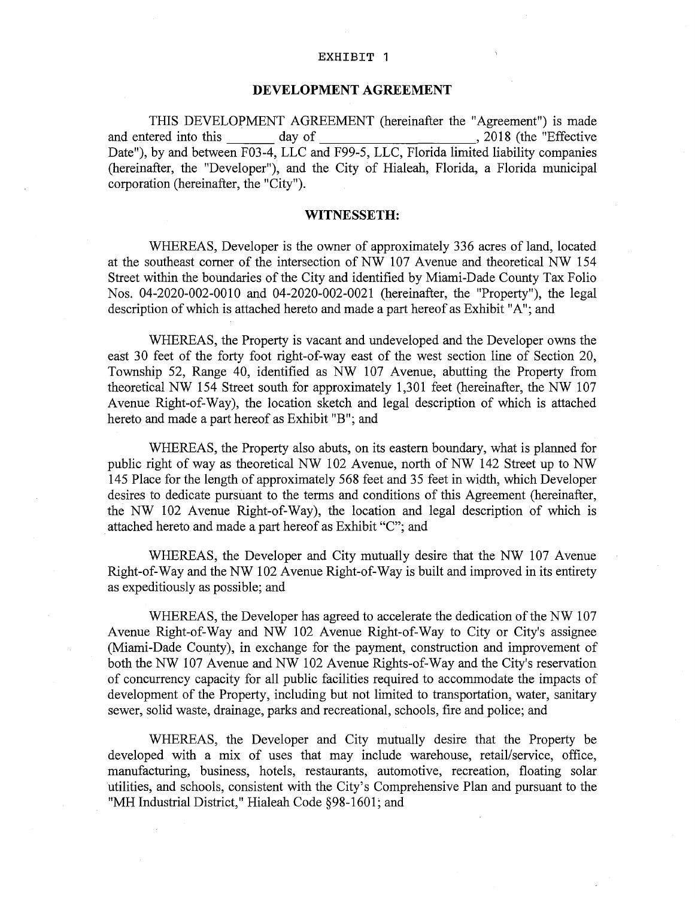EXHIBIT 1

# DEVELOPMENT AGREEMENT

THIS DEVELOPMENT AGREEMENT (hereinafter the "Agreement") is made and entered into this _______ day of _______________________, 2018 (the "Effective Date"), by and between F03-4, LLC and F99-5, LLC, Florida limited liability companies (hereinafter, the "Developer"), and the City of Hialeah, Florida, a Florida municipal corporation (hereinafter, the "City").

## WITNESSETH:

WHEREAS, Developer is the owner of approximately 336 acres of land, located at the southeast corner of the intersection of NW 107 Avenue and theoretical NW 154 Street within the boundaries of the City and identified by Miami-Dade County Tax Folio Nos. 04-2020-002-0010 and 04-2020-002-0021 (hereinafter, the "Property"), the legal description of which is attached hereto and made a part hereof as Exhibit "A"; and

WHEREAS, the Property is vacant and undeveloped and the Developer owns the east 30 feet of the forty foot right-of-way east of the west section line of Section 20, Township 52, Range 40, identified as NW 107 Avenue, abutting the Property from theoretical NW 154 Street south for approximately 1,301 feet (hereinafter, the NW 107 Avenue Right-of-Way), the location sketch and legal description of which is attached hereto and made a part hereof as Exhibit "B"; and

WHEREAS, the Property also abuts, on its eastern boundary, what is planned for public right of way as theoretical NW 102 Avenue, north of NW 142 Street up to NW 145 Place for the length of approximately 568 feet and 35 feet in width, which Developer desires to dedicate pursuant to the terms and conditions of this Agreement (hereinafter, the NW 102 Avenue Right-of-Way), the location and legal description of which is attached hereto and made a part hereof as Exhibit "C"; and

WHEREAS, the Developer and City mutually desire that the NW 107 Avenue Right-of-Way and the NW 102 Avenue Right-of-Way is built and improved in its entirety as expeditiously as possible; and

WHEREAS, the Developer has agreed to accelerate the dedication of the NW 107 Avenue Right-of-Way and NW 102 Avenue Right-of-Way to City or City's assignee (Miami-Dade County), in exchange for the payment, construction and improvement of both the NW 107 Avenue and NW 102 Avenue Rights-of-Way and the City's reservation of concurrency capacity for all public facilities required to accommodate the impacts of development of the Property, including but not limited to transportation, water, sanitary sewer, solid waste, drainage, parks and recreational, schools, fire and police; and

WHEREAS, the Developer and City mutually desire that the Property be developed with a mix of uses that may include warehouse, retail/service, office, manufacturing, business, hotels, restaurants, automotive, recreation, floating solar utilities, and schools, consistent with the City's Comprehensive Plan and pursuant to the "MH Industrial District," Hialeah Code §98-1601; and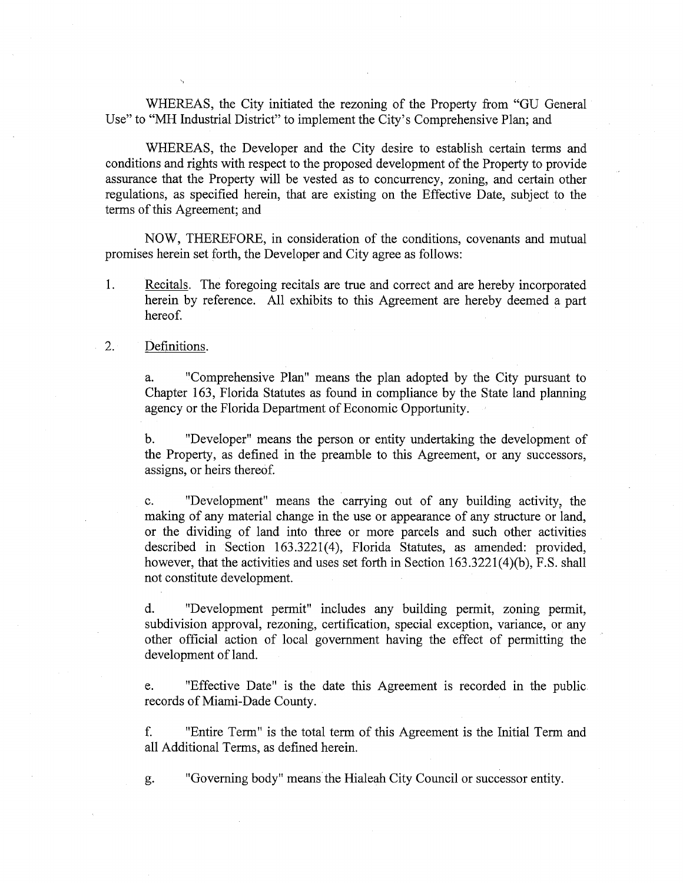WHEREAS, the City initiated the rezoning of the Property from "GU General Use" to "MH Industrial District" to implement the City's Comprehensive Plan; and

WHEREAS, the Developer and the City desire to establish certain terms and conditions and rights with respect to the proposed development of the Property to provide assurance that the Property will be vested as to concurrency, zoning, and certain other regulations, as specified herein, that are existing on the Effective Date, subject to the terms of this Agreement; and

NOW, THEREFORE, in consideration of the conditions, covenants and mutual promises herein set forth, the Developer and City agree as follows:

1. Recitals. The foregoing recitals are true and correct and are hereby incorporated herein by reference. All exhibits to this Agreement are hereby deemed a part hereof.

2. Definitions.

   a. "Comprehensive Plan" means the plan adopted by the City pursuant to Chapter 163, Florida Statutes as found in compliance by the State land planning agency or the Florida Department of Economic Opportunity.

   b. "Developer" means the person or entity undertaking the development of the Property, as defined in the preamble to this Agreement, or any successors, assigns, or heirs thereof.

   c. "Development" means the carrying out of any building activity, the making of any material change in the use or appearance of any structure or land, or the dividing of land into three or more parcels and such other activities described in Section 163.3221(4), Florida Statutes, as amended: provided, however, that the activities and uses set forth in Section 163.3221(4)(b), F.S. shall not constitute development.

   d. "Development permit" includes any building permit, zoning permit, subdivision approval, rezoning, certification, special exception, variance, or any other official action of local government having the effect of permitting the development of land.

   e. "Effective Date" is the date this Agreement is recorded in the public records of Miami-Dade County.

   f. "Entire Term" is the total term of this Agreement is the Initial Term and all Additional Terms, as defined herein.

   g. "Governing body" means the Hialeah City Council or successor entity.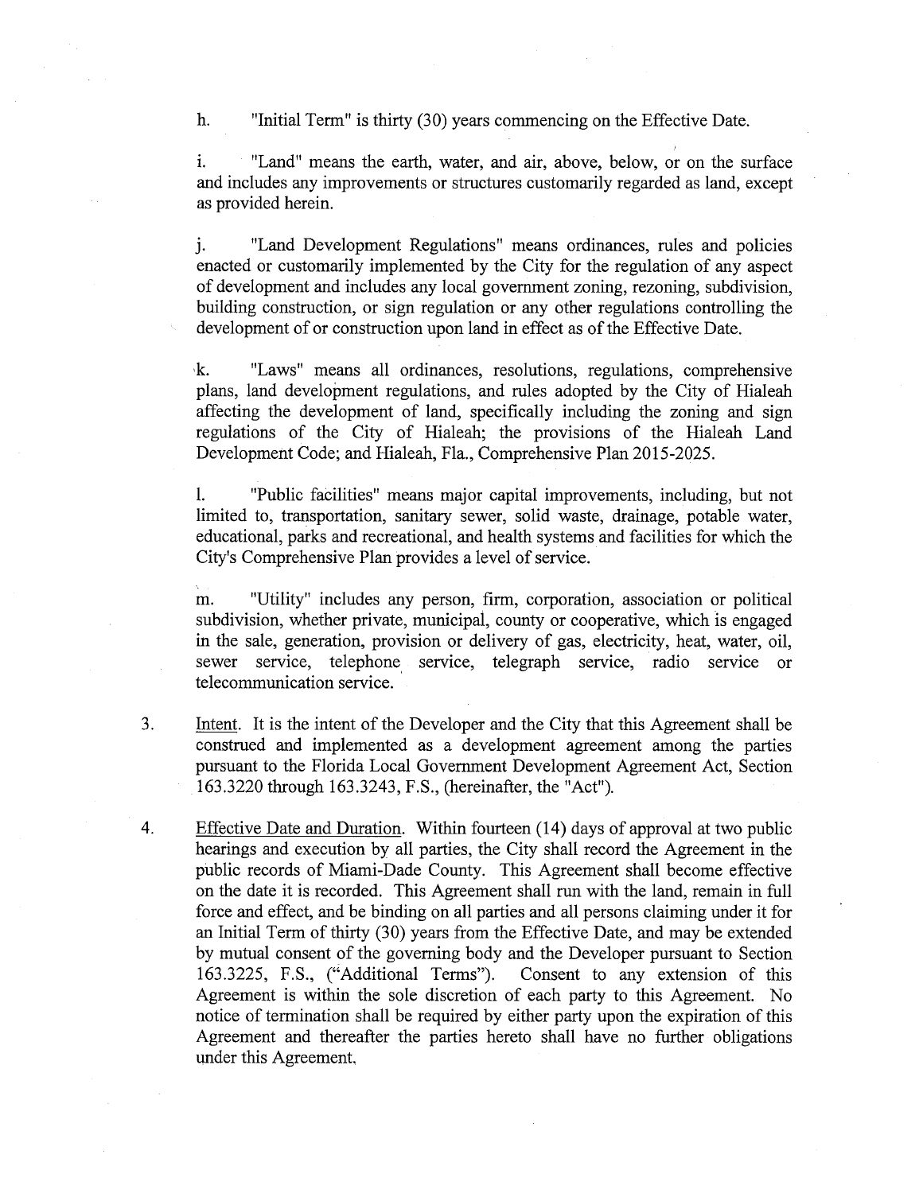h. "Initial Term" is thirty (30) years commencing on the Effective Date.

i. "Land" means the earth, water, and air, above, below, or on the surface and includes any improvements or structures customarily regarded as land, except as provided herein.

j. "Land Development Regulations" means ordinances, rules and policies enacted or customarily implemented by the City for the regulation of any aspect of development and includes any local government zoning, rezoning, subdivision, building construction, or sign regulation or any other regulations controlling the development of or construction upon land in effect as of the Effective Date.

k. "Laws" means all ordinances, resolutions, regulations, comprehensive plans, land development regulations, and rules adopted by the City of Hialeah affecting the development of land, specifically including the zoning and sign regulations of the City of Hialeah; the provisions of the Hialeah Land Development Code; and Hialeah, Fla., Comprehensive Plan 2015-2025.

l. "Public facilities" means major capital improvements, including, but not limited to, transportation, sanitary sewer, solid waste, drainage, potable water, educational, parks and recreational, and health systems and facilities for which the City's Comprehensive Plan provides a level of service.

m. "Utility" includes any person, firm, corporation, association or political subdivision, whether private, municipal, county or cooperative, which is engaged in the sale, generation, provision or delivery of gas, electricity, heat, water, oil, sewer service, telephone service, telegraph service, radio service or telecommunication service.

3. Intent. It is the intent of the Developer and the City that this Agreement shall be construed and implemented as a development agreement among the parties pursuant to the Florida Local Government Development Agreement Act, Section 163.3220 through 163.3243, F.S., (hereinafter, the "Act").

4. Effective Date and Duration. Within fourteen (14) days of approval at two public hearings and execution by all parties, the City shall record the Agreement in the public records of Miami-Dade County. This Agreement shall become effective on the date it is recorded. This Agreement shall run with the land, remain in full force and effect, and be binding on all parties and all persons claiming under it for an Initial Term of thirty (30) years from the Effective Date, and may be extended by mutual consent of the governing body and the Developer pursuant to Section 163.3225, F.S., ("Additional Terms"). Consent to any extension of this Agreement is within the sole discretion of each party to this Agreement. No notice of termination shall be required by either party upon the expiration of this Agreement and thereafter the parties hereto shall have no further obligations under this Agreement.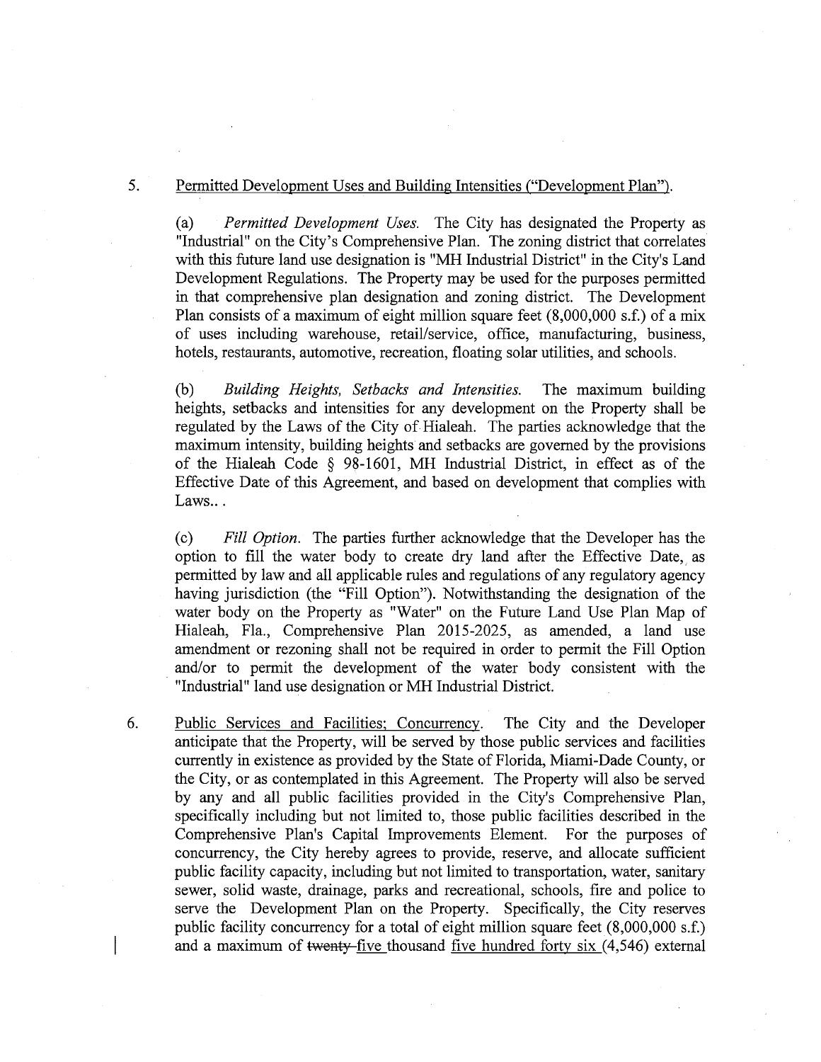5. <u>Permitted Development Uses and Building Intensities ("Development Plan")</u>.

   (a) *Permitted Development Uses.* The City has designated the Property as "Industrial" on the City's Comprehensive Plan. The zoning district that correlates with this future land use designation is "MH Industrial District" in the City's Land Development Regulations. The Property may be used for the purposes permitted in that comprehensive plan designation and zoning district. The Development Plan consists of a maximum of eight million square feet (8,000,000 s.f.) of a mix of uses including warehouse, retail/service, office, manufacturing, business, hotels, restaurants, automotive, recreation, floating solar utilities, and schools.

   (b) *Building Heights, Setbacks and Intensities.* The maximum building heights, setbacks and intensities for any development on the Property shall be regulated by the Laws of the City of Hialeah. The parties acknowledge that the maximum intensity, building heights and setbacks are governed by the provisions of the Hialeah Code § 98-1601, MH Industrial District, in effect as of the Effective Date of this Agreement, and based on development that complies with Laws.. .

   (c) *Fill Option.* The parties further acknowledge that the Developer has the option to fill the water body to create dry land after the Effective Date, as permitted by law and all applicable rules and regulations of any regulatory agency having jurisdiction (the "Fill Option"). Notwithstanding the designation of the water body on the Property as "Water" on the Future Land Use Plan Map of Hialeah, Fla., Comprehensive Plan 2015-2025, as amended, a land use amendment or rezoning shall not be required in order to permit the Fill Option and/or to permit the development of the water body consistent with the "Industrial" land use designation or MH Industrial District.

6. <u>Public Services and Facilities; Concurrency</u>. The City and the Developer anticipate that the Property, will be served by those public services and facilities currently in existence as provided by the State of Florida, Miami-Dade County, or the City, or as contemplated in this Agreement. The Property will also be served by any and all public facilities provided in the City's Comprehensive Plan, specifically including but not limited to, those public facilities described in the Comprehensive Plan's Capital Improvements Element. For the purposes of concurrency, the City hereby agrees to provide, reserve, and allocate sufficient public facility capacity, including but not limited to transportation, water, sanitary sewer, solid waste, drainage, parks and recreational, schools, fire and police to serve the Development Plan on the Property. Specifically, the City reserves public facility concurrency for a total of eight million square feet (8,000,000 s.f.) and a maximum of ~~twenty-~~<u>five</u> thousand <u>five hundred forty six</u> (4,546) external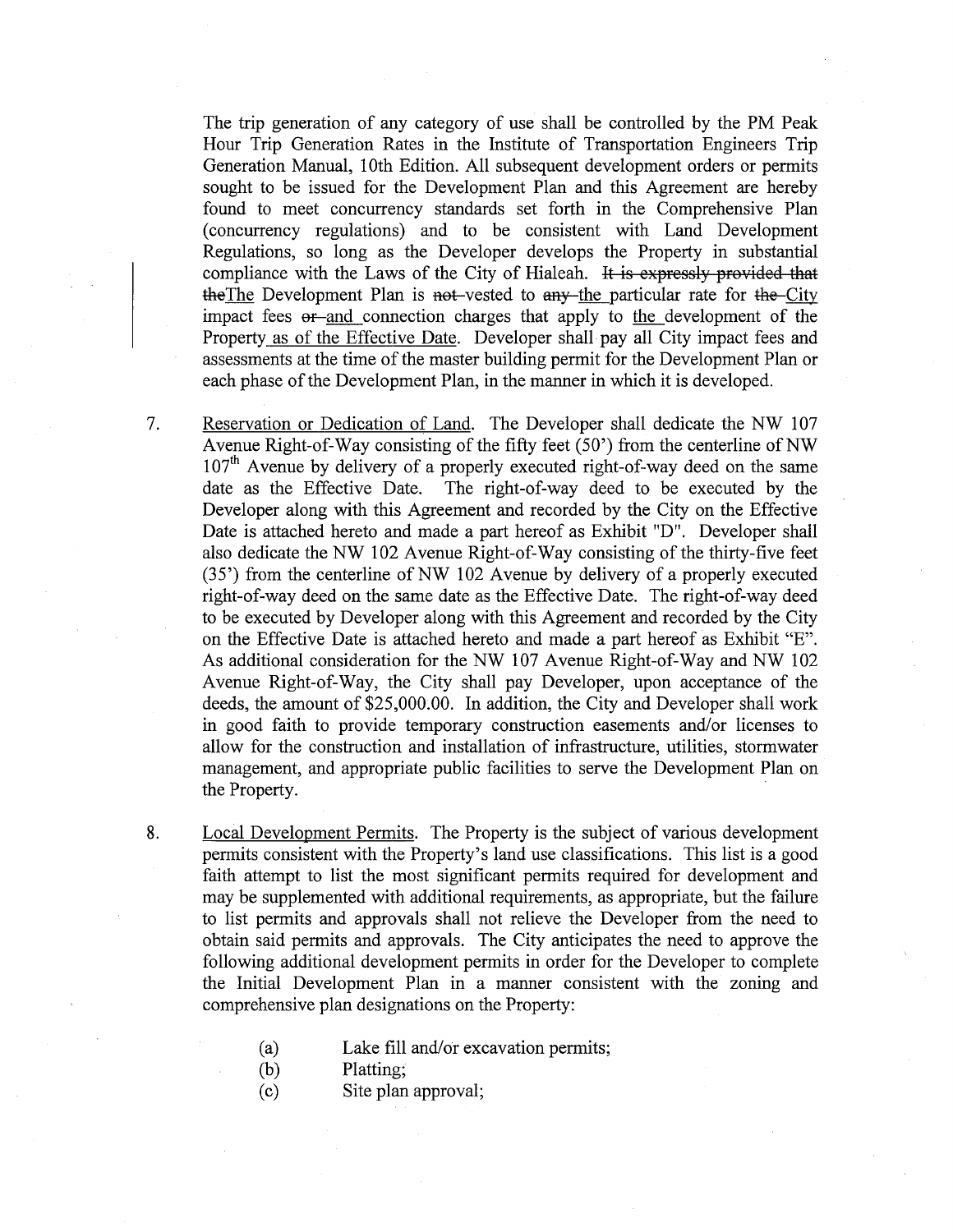The trip generation of any category of use shall be controlled by the PM Peak Hour Trip Generation Rates in the Institute of Transportation Engineers Trip Generation Manual, 10th Edition. All subsequent development orders or permits sought to be issued for the Development Plan and this Agreement are hereby found to meet concurrency standards set forth in the Comprehensive Plan (concurrency regulations) and to be consistent with Land Development Regulations, so long as the Developer develops the Property in substantial compliance with the Laws of the City of Hialeah. ~~It is expressly provided that the~~The Development Plan is ~~not~~ vested to ~~any~~ the particular rate for ~~the~~ City impact fees ~~or~~ and connection charges that apply to the development of the Property as of the Effective Date. Developer shall pay all City impact fees and assessments at the time of the master building permit for the Development Plan or each phase of the Development Plan, in the manner in which it is developed.

7. Reservation or Dedication of Land. The Developer shall dedicate the NW 107 Avenue Right-of-Way consisting of the fifty feet (50') from the centerline of NW 107th Avenue by delivery of a properly executed right-of-way deed on the same date as the Effective Date. The right-of-way deed to be executed by the Developer along with this Agreement and recorded by the City on the Effective Date is attached hereto and made a part hereof as Exhibit "D". Developer shall also dedicate the NW 102 Avenue Right-of-Way consisting of the thirty-five feet (35') from the centerline of NW 102 Avenue by delivery of a properly executed right-of-way deed on the same date as the Effective Date. The right-of-way deed to be executed by Developer along with this Agreement and recorded by the City on the Effective Date is attached hereto and made a part hereof as Exhibit "E". As additional consideration for the NW 107 Avenue Right-of-Way and NW 102 Avenue Right-of-Way, the City shall pay Developer, upon acceptance of the deeds, the amount of $25,000.00. In addition, the City and Developer shall work in good faith to provide temporary construction easements and/or licenses to allow for the construction and installation of infrastructure, utilities, stormwater management, and appropriate public facilities to serve the Development Plan on the Property.

8. Local Development Permits. The Property is the subject of various development permits consistent with the Property's land use classifications. This list is a good faith attempt to list the most significant permits required for development and may be supplemented with additional requirements, as appropriate, but the failure to list permits and approvals shall not relieve the Developer from the need to obtain said permits and approvals. The City anticipates the need to approve the following additional development permits in order for the Developer to complete the Initial Development Plan in a manner consistent with the zoning and comprehensive plan designations on the Property:

   (a) Lake fill and/or excavation permits;
   (b) Platting;
   (c) Site plan approval;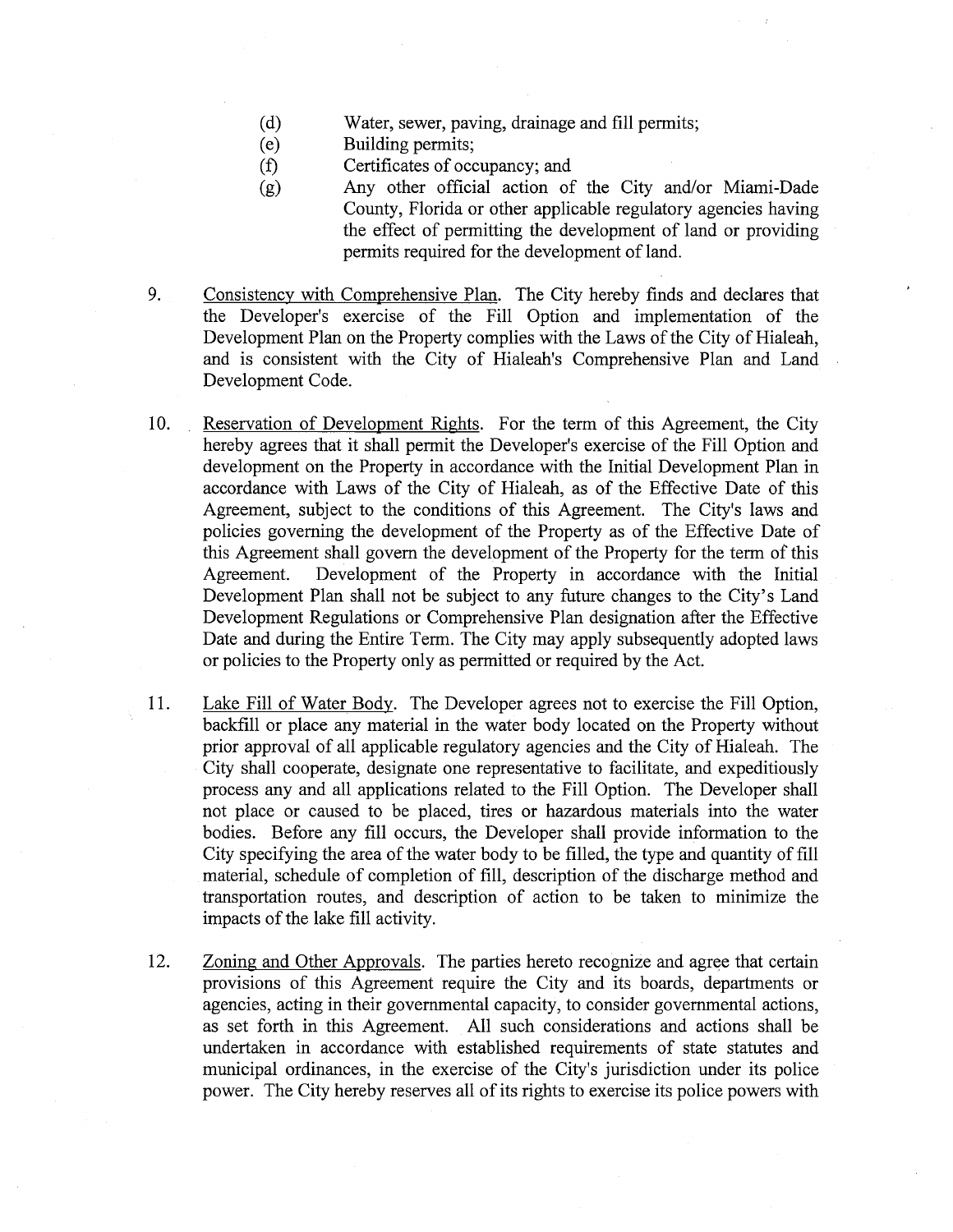(d) Water, sewer, paving, drainage and fill permits;

(e) Building permits;

(f) Certificates of occupancy; and

(g) Any other official action of the City and/or Miami-Dade County, Florida or other applicable regulatory agencies having the effect of permitting the development of land or providing permits required for the development of land.

9. Consistency with Comprehensive Plan. The City hereby finds and declares that the Developer's exercise of the Fill Option and implementation of the Development Plan on the Property complies with the Laws of the City of Hialeah, and is consistent with the City of Hialeah's Comprehensive Plan and Land Development Code.

10. Reservation of Development Rights. For the term of this Agreement, the City hereby agrees that it shall permit the Developer's exercise of the Fill Option and development on the Property in accordance with the Initial Development Plan in accordance with Laws of the City of Hialeah, as of the Effective Date of this Agreement, subject to the conditions of this Agreement. The City's laws and policies governing the development of the Property as of the Effective Date of this Agreement shall govern the development of the Property for the term of this Agreement. Development of the Property in accordance with the Initial Development Plan shall not be subject to any future changes to the City's Land Development Regulations or Comprehensive Plan designation after the Effective Date and during the Entire Term. The City may apply subsequently adopted laws or policies to the Property only as permitted or required by the Act.

11. Lake Fill of Water Body. The Developer agrees not to exercise the Fill Option, backfill or place any material in the water body located on the Property without prior approval of all applicable regulatory agencies and the City of Hialeah. The City shall cooperate, designate one representative to facilitate, and expeditiously process any and all applications related to the Fill Option. The Developer shall not place or caused to be placed, tires or hazardous materials into the water bodies. Before any fill occurs, the Developer shall provide information to the City specifying the area of the water body to be filled, the type and quantity of fill material, schedule of completion of fill, description of the discharge method and transportation routes, and description of action to be taken to minimize the impacts of the lake fill activity.

12. Zoning and Other Approvals. The parties hereto recognize and agree that certain provisions of this Agreement require the City and its boards, departments or agencies, acting in their governmental capacity, to consider governmental actions, as set forth in this Agreement. All such considerations and actions shall be undertaken in accordance with established requirements of state statutes and municipal ordinances, in the exercise of the City's jurisdiction under its police power. The City hereby reserves all of its rights to exercise its police powers with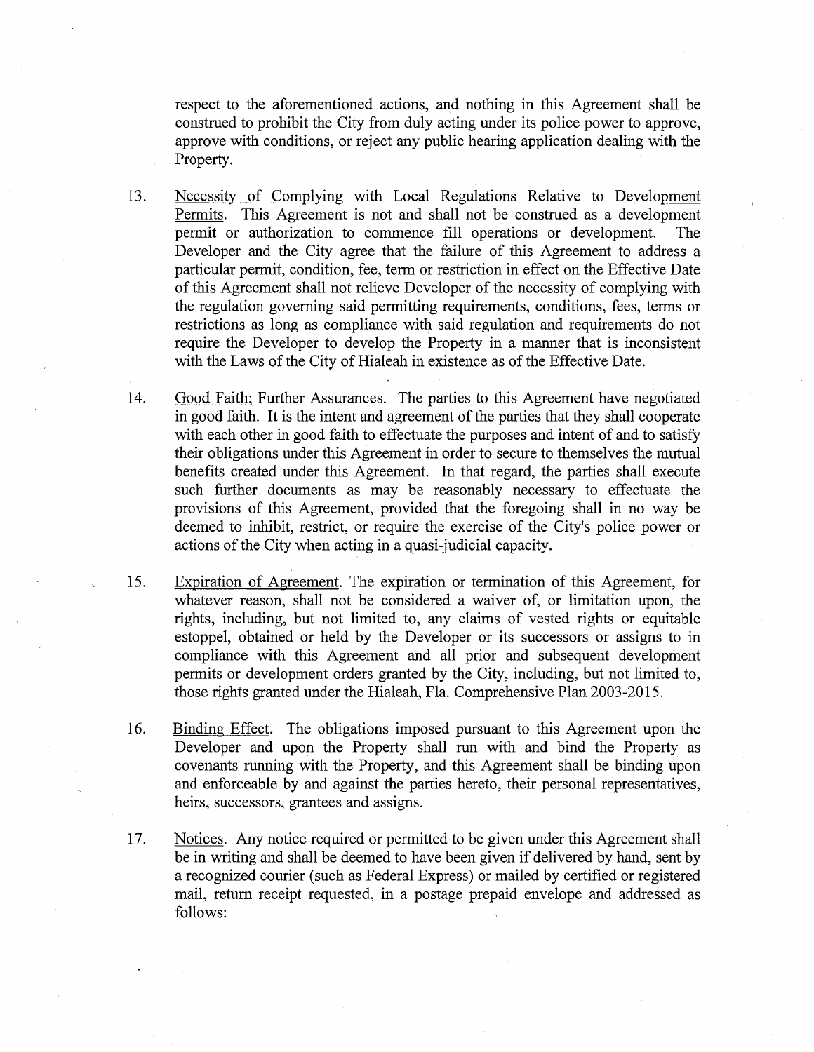respect to the aforementioned actions, and nothing in this Agreement shall be construed to prohibit the City from duly acting under its police power to approve, approve with conditions, or reject any public hearing application dealing with the Property.

13. Necessity of Complying with Local Regulations Relative to Development Permits. This Agreement is not and shall not be construed as a development permit or authorization to commence fill operations or development. The Developer and the City agree that the failure of this Agreement to address a particular permit, condition, fee, term or restriction in effect on the Effective Date of this Agreement shall not relieve Developer of the necessity of complying with the regulation governing said permitting requirements, conditions, fees, terms or restrictions as long as compliance with said regulation and requirements do not require the Developer to develop the Property in a manner that is inconsistent with the Laws of the City of Hialeah in existence as of the Effective Date.

14. Good Faith; Further Assurances. The parties to this Agreement have negotiated in good faith. It is the intent and agreement of the parties that they shall cooperate with each other in good faith to effectuate the purposes and intent of and to satisfy their obligations under this Agreement in order to secure to themselves the mutual benefits created under this Agreement. In that regard, the parties shall execute such further documents as may be reasonably necessary to effectuate the provisions of this Agreement, provided that the foregoing shall in no way be deemed to inhibit, restrict, or require the exercise of the City's police power or actions of the City when acting in a quasi-judicial capacity.

15. Expiration of Agreement. The expiration or termination of this Agreement, for whatever reason, shall not be considered a waiver of, or limitation upon, the rights, including, but not limited to, any claims of vested rights or equitable estoppel, obtained or held by the Developer or its successors or assigns to in compliance with this Agreement and all prior and subsequent development permits or development orders granted by the City, including, but not limited to, those rights granted under the Hialeah, Fla. Comprehensive Plan 2003-2015.

16. Binding Effect. The obligations imposed pursuant to this Agreement upon the Developer and upon the Property shall run with and bind the Property as covenants running with the Property, and this Agreement shall be binding upon and enforceable by and against the parties hereto, their personal representatives, heirs, successors, grantees and assigns.

17. Notices. Any notice required or permitted to be given under this Agreement shall be in writing and shall be deemed to have been given if delivered by hand, sent by a recognized courier (such as Federal Express) or mailed by certified or registered mail, return receipt requested, in a postage prepaid envelope and addressed as follows: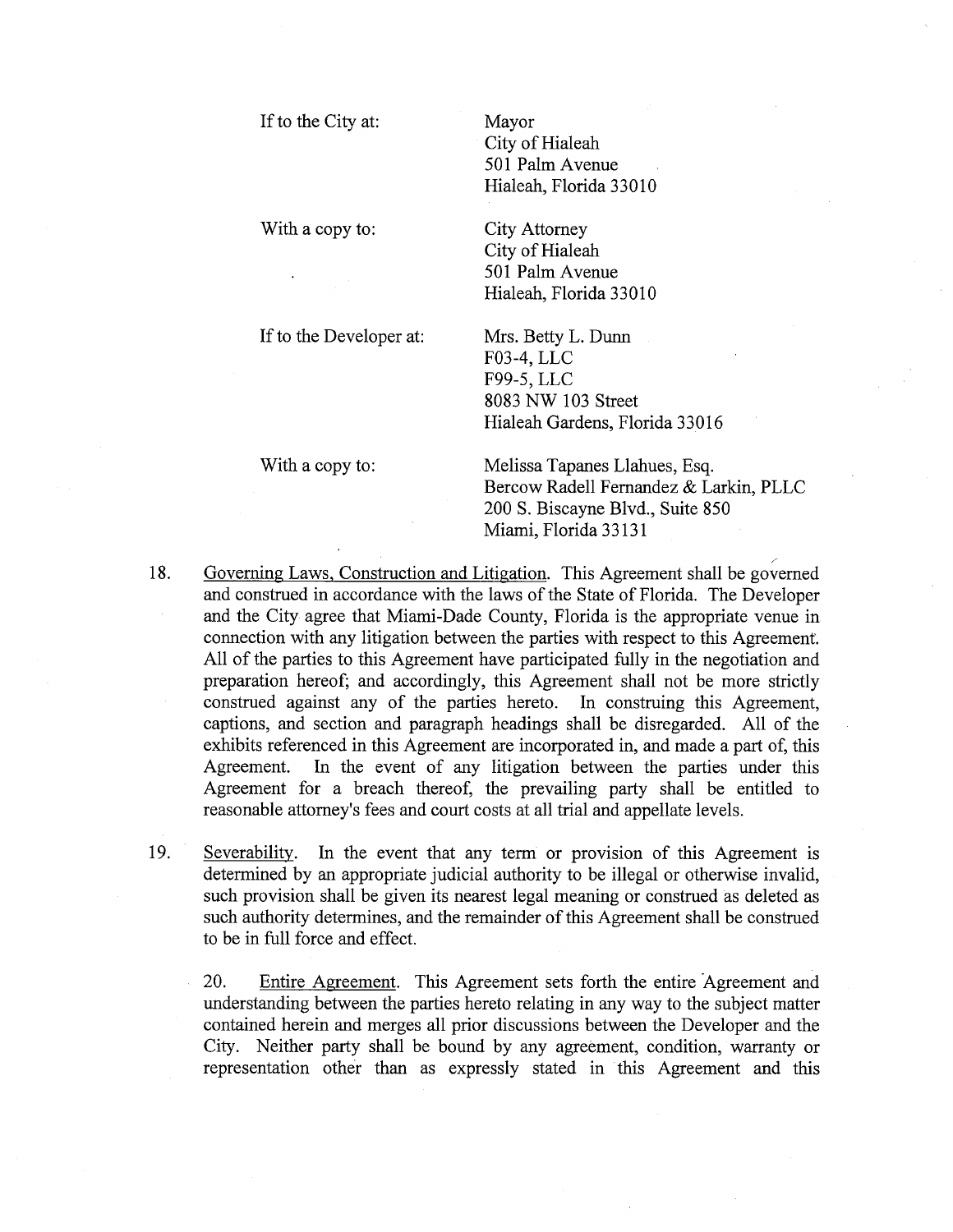| | |
|---|---|
| If to the City at: | Mayor<br>City of Hialeah<br>501 Palm Avenue<br>Hialeah, Florida 33010 |
| With a copy to: | City Attorney<br>City of Hialeah<br>501 Palm Avenue<br>Hialeah, Florida 33010 |
| If to the Developer at: | Mrs. Betty L. Dunn<br>F03-4, LLC<br>F99-5, LLC<br>8083 NW 103 Street<br>Hialeah Gardens, Florida 33016 |
| With a copy to: | Melissa Tapanes Llahues, Esq.<br>Bercow Radell Fernandez & Larkin, PLLC<br>200 S. Biscayne Blvd., Suite 850<br>Miami, Florida 33131 |

18. Governing Laws, Construction and Litigation. This Agreement shall be governed and construed in accordance with the laws of the State of Florida. The Developer and the City agree that Miami-Dade County, Florida is the appropriate venue in connection with any litigation between the parties with respect to this Agreement. All of the parties to this Agreement have participated fully in the negotiation and preparation hereof; and accordingly, this Agreement shall not be more strictly construed against any of the parties hereto. In construing this Agreement, captions, and section and paragraph headings shall be disregarded. All of the exhibits referenced in this Agreement are incorporated in, and made a part of, this Agreement. In the event of any litigation between the parties under this Agreement for a breach thereof, the prevailing party shall be entitled to reasonable attorney's fees and court costs at all trial and appellate levels.

19. Severability. In the event that any term or provision of this Agreement is determined by an appropriate judicial authority to be illegal or otherwise invalid, such provision shall be given its nearest legal meaning or construed as deleted as such authority determines, and the remainder of this Agreement shall be construed to be in full force and effect.

20. Entire Agreement. This Agreement sets forth the entire Agreement and understanding between the parties hereto relating in any way to the subject matter contained herein and merges all prior discussions between the Developer and the City. Neither party shall be bound by any agreement, condition, warranty or representation other than as expressly stated in this Agreement and this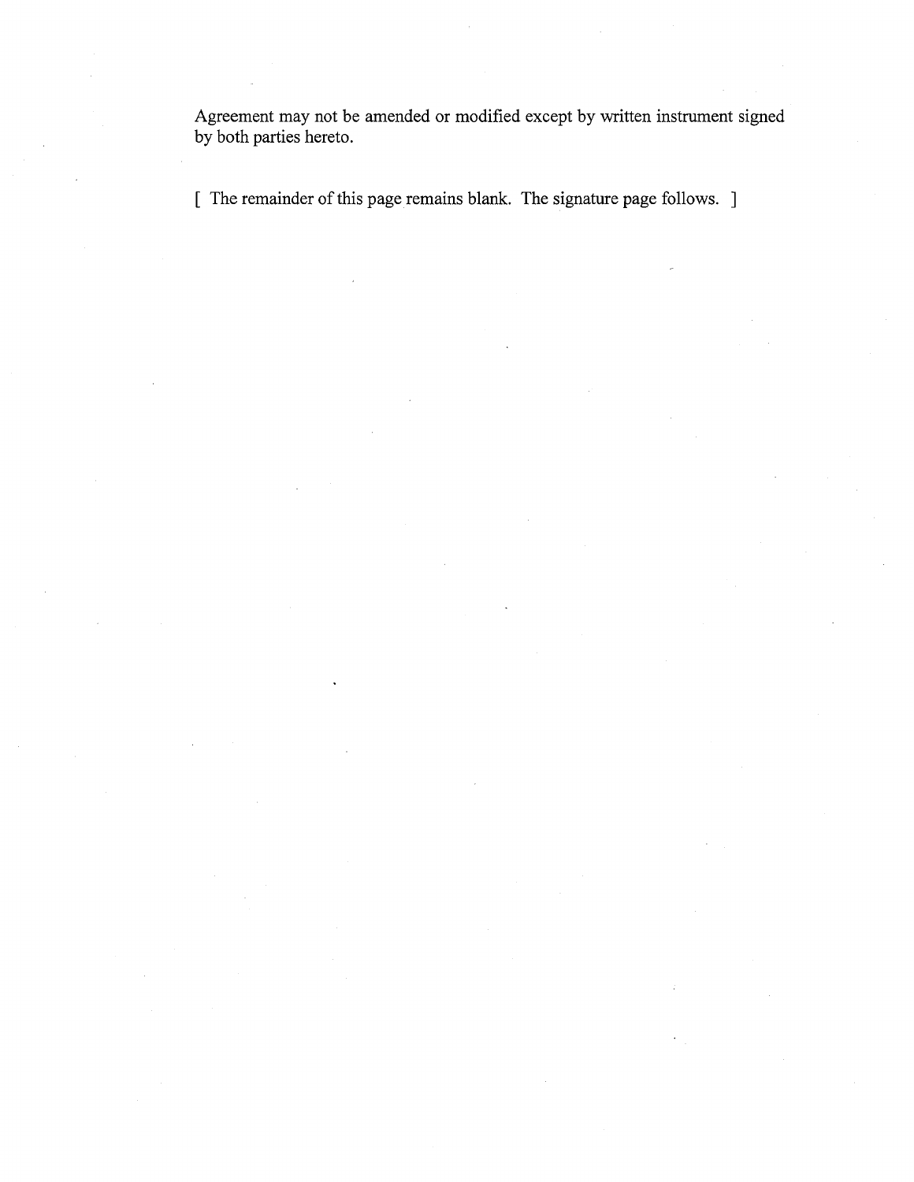Agreement may not be amended or modified except by written instrument signed by both parties hereto.

[ The remainder of this page remains blank. The signature page follows. ]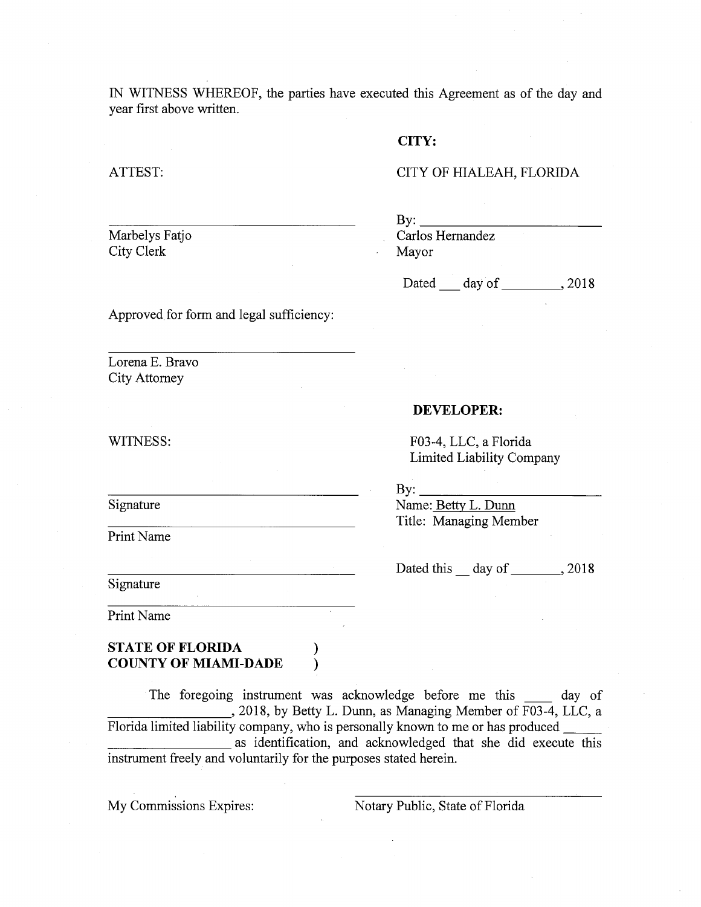IN WITNESS WHEREOF, the parties have executed this Agreement as of the day and year first above written.

**CITY:**

ATTEST:

CITY OF HIALEAH, FLORIDA

\_\_\_\_\_\_\_\_\_\_\_\_\_\_\_\_\_\_\_\_\_\_\_\_\_\_\_\_\_\_
Marbelys Fatjo
City Clerk

By: \_\_\_\_\_\_\_\_\_\_\_\_\_\_\_\_\_\_\_\_\_\_\_\_
Carlos Hernandez
Mayor

Dated \_\_\_ day of \_\_\_\_\_\_\_\_, 2018

Approved for form and legal sufficiency:

\_\_\_\_\_\_\_\_\_\_\_\_\_\_\_\_\_\_\_\_\_\_\_\_\_\_\_\_\_\_
Lorena E. Bravo
City Attorney

**DEVELOPER:**

WITNESS:

F03-4, LLC, a Florida
Limited Liability Company

\_\_\_\_\_\_\_\_\_\_\_\_\_\_\_\_\_\_\_\_\_\_\_\_\_\_\_\_\_\_
Signature

\_\_\_\_\_\_\_\_\_\_\_\_\_\_\_\_\_\_\_\_\_\_\_\_\_\_\_\_\_\_
Print Name

By: \_\_\_\_\_\_\_\_\_\_\_\_\_\_\_\_\_\_\_\_\_\_\_\_
Name: Betty L. Dunn
Title: Managing Member

Dated this \_\_ day of \_\_\_\_\_\_\_, 2018

\_\_\_\_\_\_\_\_\_\_\_\_\_\_\_\_\_\_\_\_\_\_\_\_\_\_\_\_\_\_
Signature

\_\_\_\_\_\_\_\_\_\_\_\_\_\_\_\_\_\_\_\_\_\_\_\_\_\_\_\_\_\_
Print Name

**STATE OF FLORIDA** )
**COUNTY OF MIAMI-DADE** )

The foregoing instrument was acknowledge before me this \_\_\_\_ day of \_\_\_\_\_\_\_\_\_\_\_\_\_\_\_\_, 2018, by Betty L. Dunn, as Managing Member of F03-4, LLC, a Florida limited liability company, who is personally known to me or has produced \_\_\_\_\_\_ \_\_\_\_\_\_\_\_\_\_\_\_\_\_\_\_\_\_ as identification, and acknowledged that she did execute this instrument freely and voluntarily for the purposes stated herein.

My Commissions Expires:

\_\_\_\_\_\_\_\_\_\_\_\_\_\_\_\_\_\_\_\_\_\_\_\_\_\_\_\_\_\_
Notary Public, State of Florida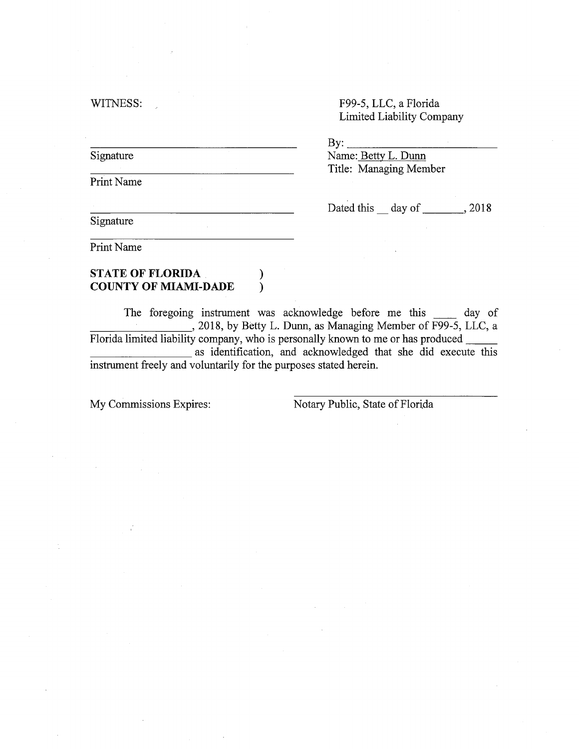WITNESS:

F99-5, LLC, a Florida Limited Liability Company

By: ___________________________

Name: Betty L. Dunn

Title: Managing Member

___________________________________

Signature

___________________________________

Print Name

Dated this __ day of _______, 2018

___________________________________

Signature

___________________________________

Print Name

**STATE OF FLORIDA )**
**COUNTY OF MIAMI-DADE )**

The foregoing instrument was acknowledge before me this ____ day of _________________, 2018, by Betty L. Dunn, as Managing Member of F99-5, LLC, a Florida limited liability company, who is personally known to me or has produced _______________________ as identification, and acknowledged that she did execute this instrument freely and voluntarily for the purposes stated herein.

My Commissions Expires:

___________________________________

Notary Public, State of Florida